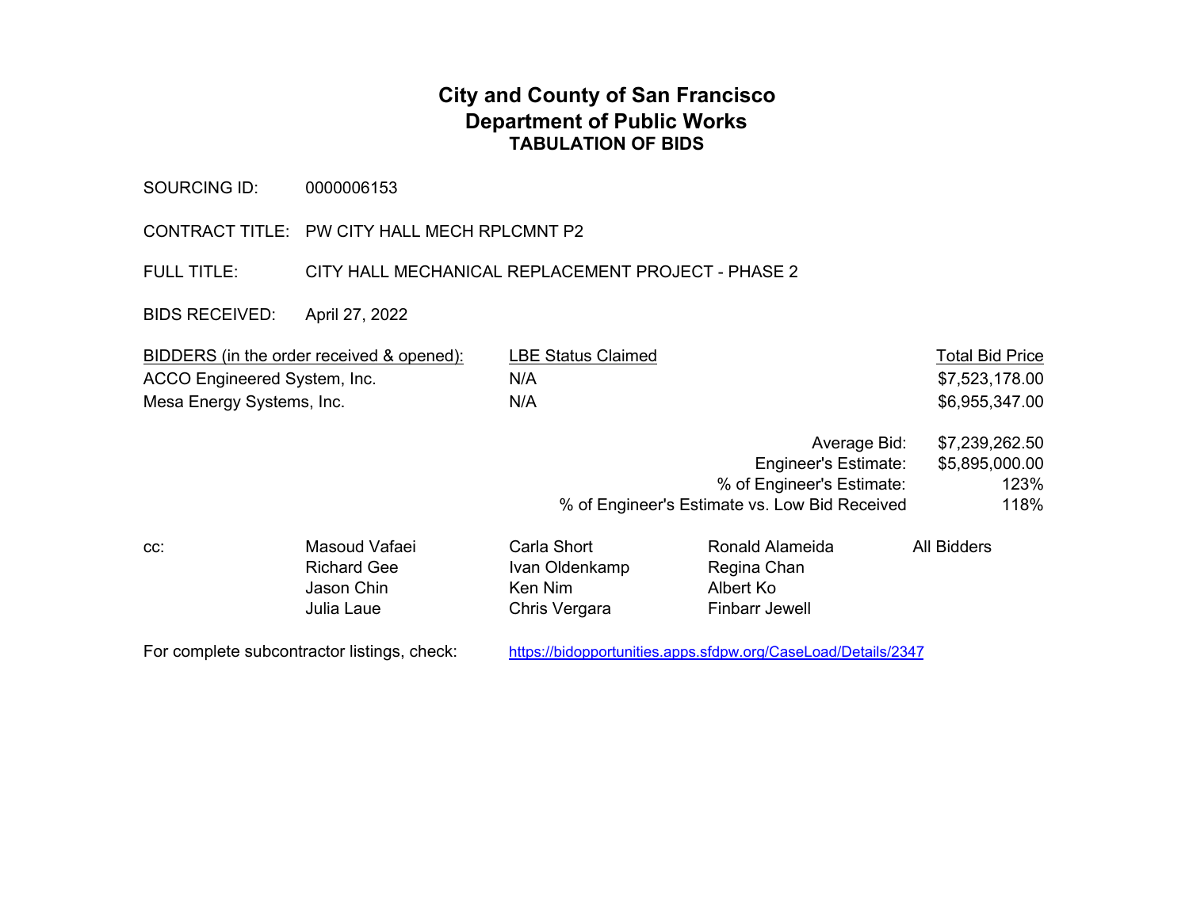# City and County of San Francisco
## Department of Public Works
### TABULATION OF BIDS

SOURCING ID: 0000006153

CONTRACT TITLE: PW CITY HALL MECH RPLCMNT P2

FULL TITLE: CITY HALL MECHANICAL REPLACEMENT PROJECT - PHASE 2

BIDS RECEIVED: April 27, 2022

| BIDDERS (in the order received & opened): | LBE Status Claimed | Total Bid Price |
|---|---|---|
| ACCO Engineered System, Inc. | N/A | $7,523,178.00 |
| Mesa Energy Systems, Inc. | N/A | $6,955,347.00 |

| | |
|---|---|
| Average Bid: | $7,239,262.50 |
| Engineer's Estimate: | $5,895,000.00 |
| % of Engineer's Estimate: | 123% |
| % of Engineer's Estimate vs. Low Bid Received | 118% |

cc:

| | | | |
|---|---|---|---|
| Masoud Vafaei | Carla Short | Ronald Alameida | All Bidders |
| Richard Gee | Ivan Oldenkamp | Regina Chan | |
| Jason Chin | Ken Nim | Albert Ko | |
| Julia Laue | Chris Vergara | Finbarr Jewell | |

For complete subcontractor listings, check: https://bidopportunities.apps.sfdpw.org/CaseLoad/Details/2347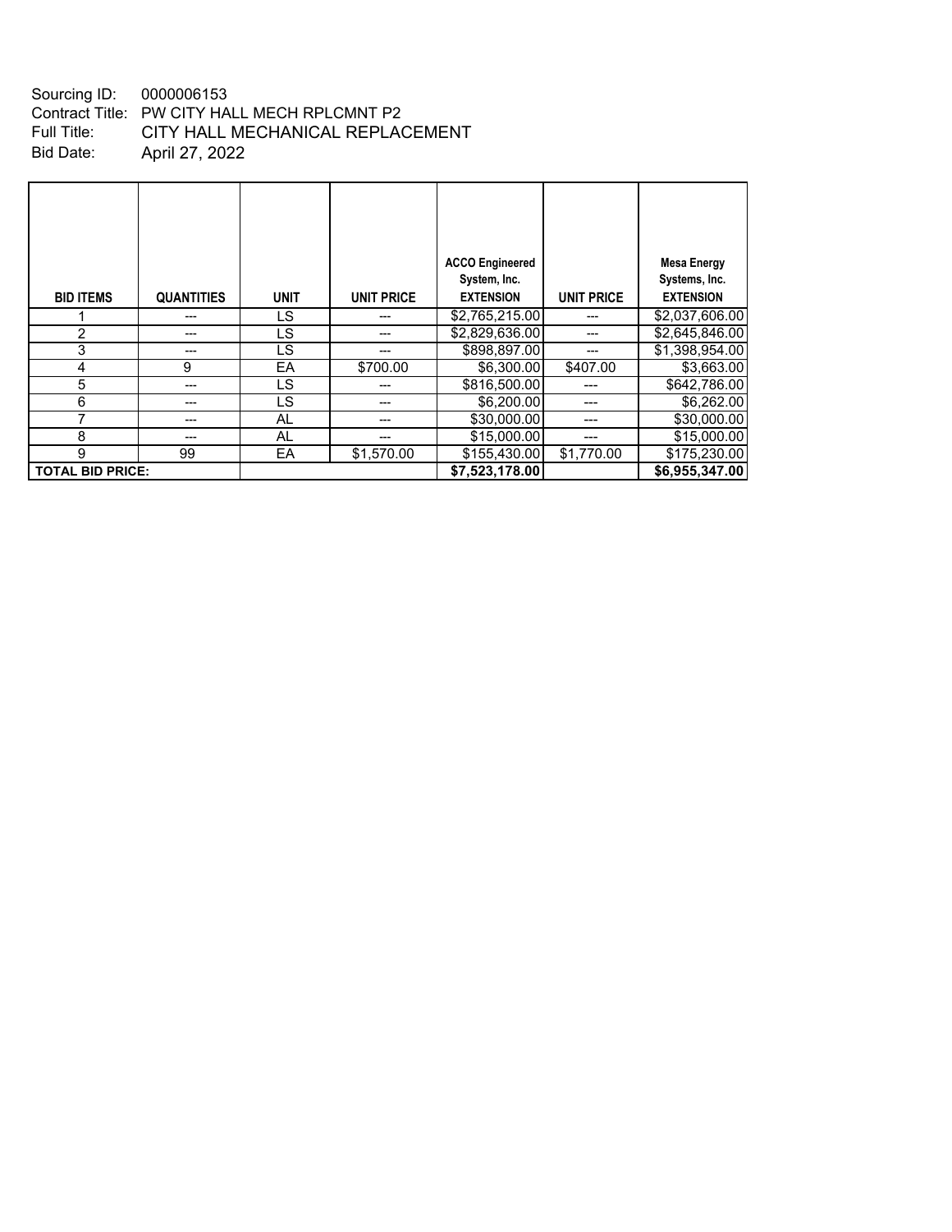Sourcing ID: 0000006153
Contract Title: PW CITY HALL MECH RPLCMNT P2
Full Title: CITY HALL MECHANICAL REPLACEMENT
Bid Date: April 27, 2022

| BID ITEMS | QUANTITIES | UNIT | UNIT PRICE | ACCO Engineered System, Inc. EXTENSION | UNIT PRICE | Mesa Energy Systems, Inc. EXTENSION |
|---|---|---|---|---|---|---|
| 1 | --- | LS | --- | $2,765,215.00 | --- | $2,037,606.00 |
| 2 | --- | LS | --- | $2,829,636.00 | --- | $2,645,846.00 |
| 3 | --- | LS | --- | $898,897.00 | --- | $1,398,954.00 |
| 4 | 9 | EA | $700.00 | $6,300.00 | $407.00 | $3,663.00 |
| 5 | --- | LS | --- | $816,500.00 | --- | $642,786.00 |
| 6 | --- | LS | --- | $6,200.00 | --- | $6,262.00 |
| 7 | --- | AL | --- | $30,000.00 | --- | $30,000.00 |
| 8 | --- | AL | --- | $15,000.00 | --- | $15,000.00 |
| 9 | 99 | EA | $1,570.00 | $155,430.00 | $1,770.00 | $175,230.00 |
| **TOTAL BID PRICE:** | | | | **$7,523,178.00** | | **$6,955,347.00** |